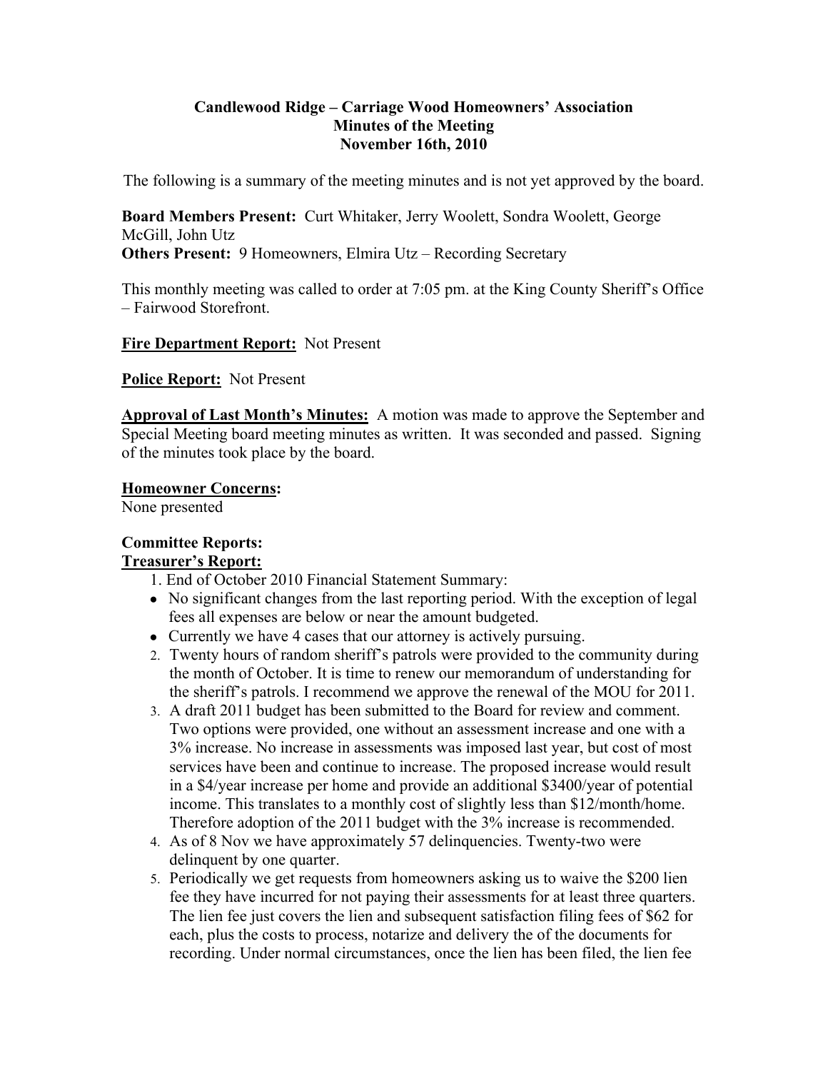**Candlewood Ridge – Carriage Wood Homeowners' Association**
**Minutes of the Meeting**
**November 16th, 2010**

The following is a summary of the meeting minutes and is not yet approved by the board.

**Board Members Present:** Curt Whitaker, Jerry Woolett, Sondra Woolett, George McGill, John Utz
**Others Present:** 9 Homeowners, Elmira Utz – Recording Secretary

This monthly meeting was called to order at 7:05 pm. at the King County Sheriff's Office – Fairwood Storefront.

**Fire Department Report:** Not Present

**Police Report:** Not Present

**Approval of Last Month's Minutes:** A motion was made to approve the September and Special Meeting board meeting minutes as written. It was seconded and passed. Signing of the minutes took place by the board.

**Homeowner Concerns:**
None presented

**Committee Reports:**
**Treasurer's Report:**

1. End of October 2010 Financial Statement Summary:
   - No significant changes from the last reporting period. With the exception of legal fees all expenses are below or near the amount budgeted.
   - Currently we have 4 cases that our attorney is actively pursuing.
2. Twenty hours of random sheriff's patrols were provided to the community during the month of October. It is time to renew our memorandum of understanding for the sheriff's patrols. I recommend we approve the renewal of the MOU for 2011.
3. A draft 2011 budget has been submitted to the Board for review and comment. Two options were provided, one without an assessment increase and one with a 3% increase. No increase in assessments was imposed last year, but cost of most services have been and continue to increase. The proposed increase would result in a $4/year increase per home and provide an additional $3400/year of potential income. This translates to a monthly cost of slightly less than $12/month/home. Therefore adoption of the 2011 budget with the 3% increase is recommended.
4. As of 8 Nov we have approximately 57 delinquencies. Twenty-two were delinquent by one quarter.
5. Periodically we get requests from homeowners asking us to waive the $200 lien fee they have incurred for not paying their assessments for at least three quarters. The lien fee just covers the lien and subsequent satisfaction filing fees of $62 for each, plus the costs to process, notarize and delivery the of the documents for recording. Under normal circumstances, once the lien has been filed, the lien fee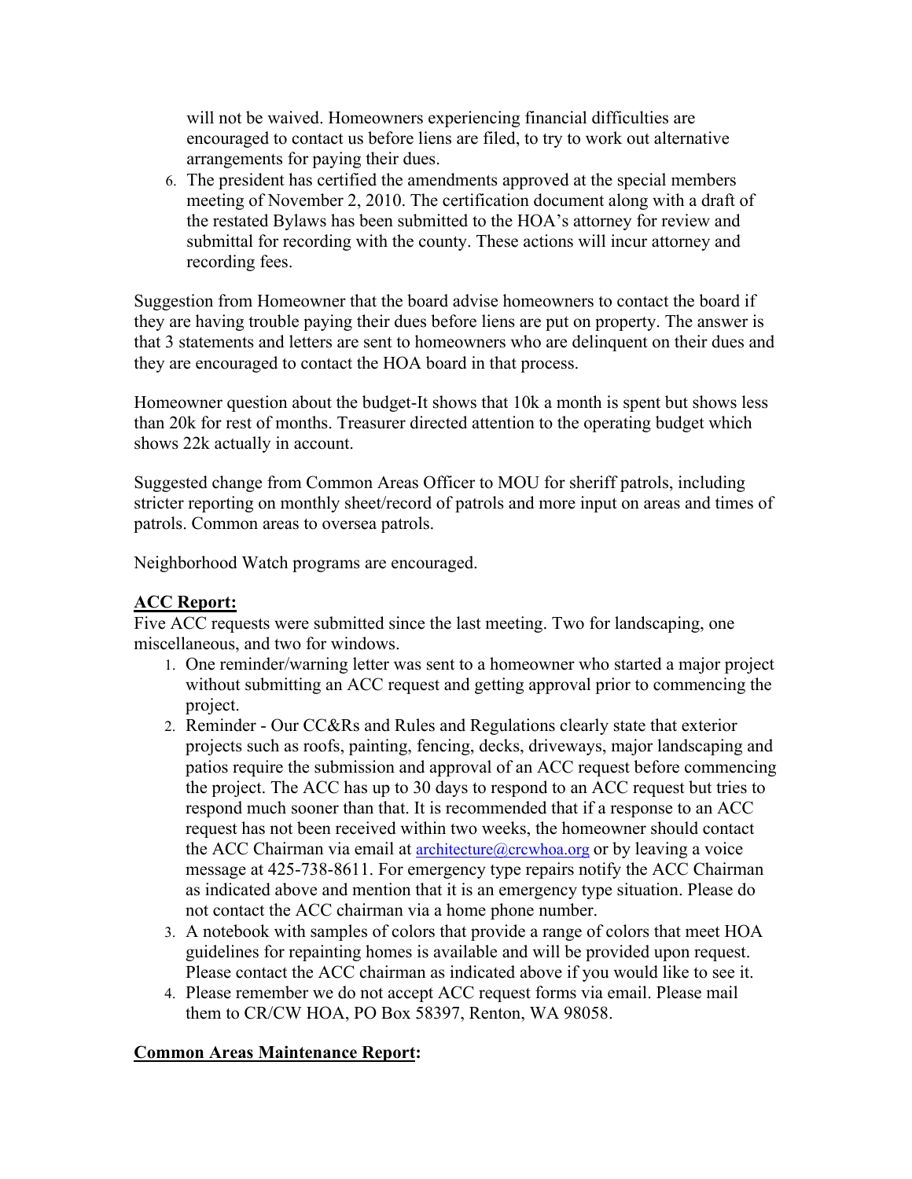will not be waived. Homeowners experiencing financial difficulties are encouraged to contact us before liens are filed, to try to work out alternative arrangements for paying their dues.

6. The president has certified the amendments approved at the special members meeting of November 2, 2010. The certification document along with a draft of the restated Bylaws has been submitted to the HOA's attorney for review and submittal for recording with the county. These actions will incur attorney and recording fees.

Suggestion from Homeowner that the board advise homeowners to contact the board if they are having trouble paying their dues before liens are put on property. The answer is that 3 statements and letters are sent to homeowners who are delinquent on their dues and they are encouraged to contact the HOA board in that process.

Homeowner question about the budget-It shows that 10k a month is spent but shows less than 20k for rest of months. Treasurer directed attention to the operating budget which shows 22k actually in account.

Suggested change from Common Areas Officer to MOU for sheriff patrols, including stricter reporting on monthly sheet/record of patrols and more input on areas and times of patrols. Common areas to oversea patrols.

Neighborhood Watch programs are encouraged.

## ACC Report:

Five ACC requests were submitted since the last meeting. Two for landscaping, one miscellaneous, and two for windows.

1. One reminder/warning letter was sent to a homeowner who started a major project without submitting an ACC request and getting approval prior to commencing the project.
2. Reminder - Our CC&Rs and Rules and Regulations clearly state that exterior projects such as roofs, painting, fencing, decks, driveways, major landscaping and patios require the submission and approval of an ACC request before commencing the project. The ACC has up to 30 days to respond to an ACC request but tries to respond much sooner than that. It is recommended that if a response to an ACC request has not been received within two weeks, the homeowner should contact the ACC Chairman via email at architecture@crcwhoa.org or by leaving a voice message at 425-738-8611. For emergency type repairs notify the ACC Chairman as indicated above and mention that it is an emergency type situation. Please do not contact the ACC chairman via a home phone number.
3. A notebook with samples of colors that provide a range of colors that meet HOA guidelines for repainting homes is available and will be provided upon request. Please contact the ACC chairman as indicated above if you would like to see it.
4. Please remember we do not accept ACC request forms via email. Please mail them to CR/CW HOA, PO Box 58397, Renton, WA 98058.

## Common Areas Maintenance Report: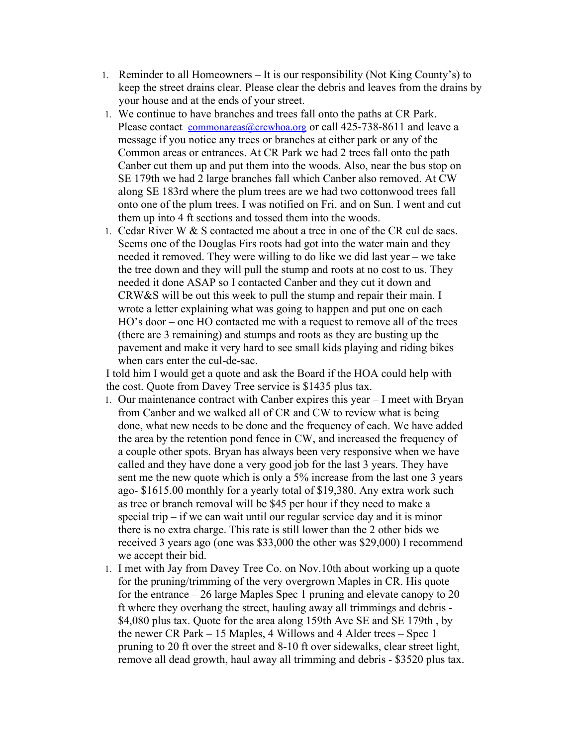1. Reminder to all Homeowners – It is our responsibility (Not King County's) to keep the street drains clear. Please clear the debris and leaves from the drains by your house and at the ends of your street.
1. We continue to have branches and trees fall onto the paths at CR Park. Please contact commonareas@crcwhoa.org or call 425-738-8611 and leave a message if you notice any trees or branches at either park or any of the Common areas or entrances. At CR Park we had 2 trees fall onto the path Canber cut them up and put them into the woods. Also, near the bus stop on SE 179th we had 2 large branches fall which Canber also removed. At CW along SE 183rd where the plum trees are we had two cottonwood trees fall onto one of the plum trees. I was notified on Fri. and on Sun. I went and cut them up into 4 ft sections and tossed them into the woods.
1. Cedar River W & S contacted me about a tree in one of the CR cul de sacs. Seems one of the Douglas Firs roots had got into the water main and they needed it removed. They were willing to do like we did last year – we take the tree down and they will pull the stump and roots at no cost to us. They needed it done ASAP so I contacted Canber and they cut it down and CRW&S will be out this week to pull the stump and repair their main. I wrote a letter explaining what was going to happen and put one on each HO's door – one HO contacted me with a request to remove all of the trees (there are 3 remaining) and stumps and roots as they are busting up the pavement and make it very hard to see small kids playing and riding bikes when cars enter the cul-de-sac.

I told him I would get a quote and ask the Board if the HOA could help with the cost. Quote from Davey Tree service is $1435 plus tax.

1. Our maintenance contract with Canber expires this year – I meet with Bryan from Canber and we walked all of CR and CW to review what is being done, what new needs to be done and the frequency of each. We have added the area by the retention pond fence in CW, and increased the frequency of a couple other spots. Bryan has always been very responsive when we have called and they have done a very good job for the last 3 years. They have sent me the new quote which is only a 5% increase from the last one 3 years ago- $1615.00 monthly for a yearly total of $19,380. Any extra work such as tree or branch removal will be $45 per hour if they need to make a special trip – if we can wait until our regular service day and it is minor there is no extra charge. This rate is still lower than the 2 other bids we received 3 years ago (one was $33,000 the other was $29,000) I recommend we accept their bid.
1. I met with Jay from Davey Tree Co. on Nov.10th about working up a quote for the pruning/trimming of the very overgrown Maples in CR. His quote for the entrance – 26 large Maples Spec 1 pruning and elevate canopy to 20 ft where they overhang the street, hauling away all trimmings and debris - $4,080 plus tax. Quote for the area along 159th Ave SE and SE 179th , by the newer CR Park – 15 Maples, 4 Willows and 4 Alder trees – Spec 1 pruning to 20 ft over the street and 8-10 ft over sidewalks, clear street light, remove all dead growth, haul away all trimming and debris - $3520 plus tax.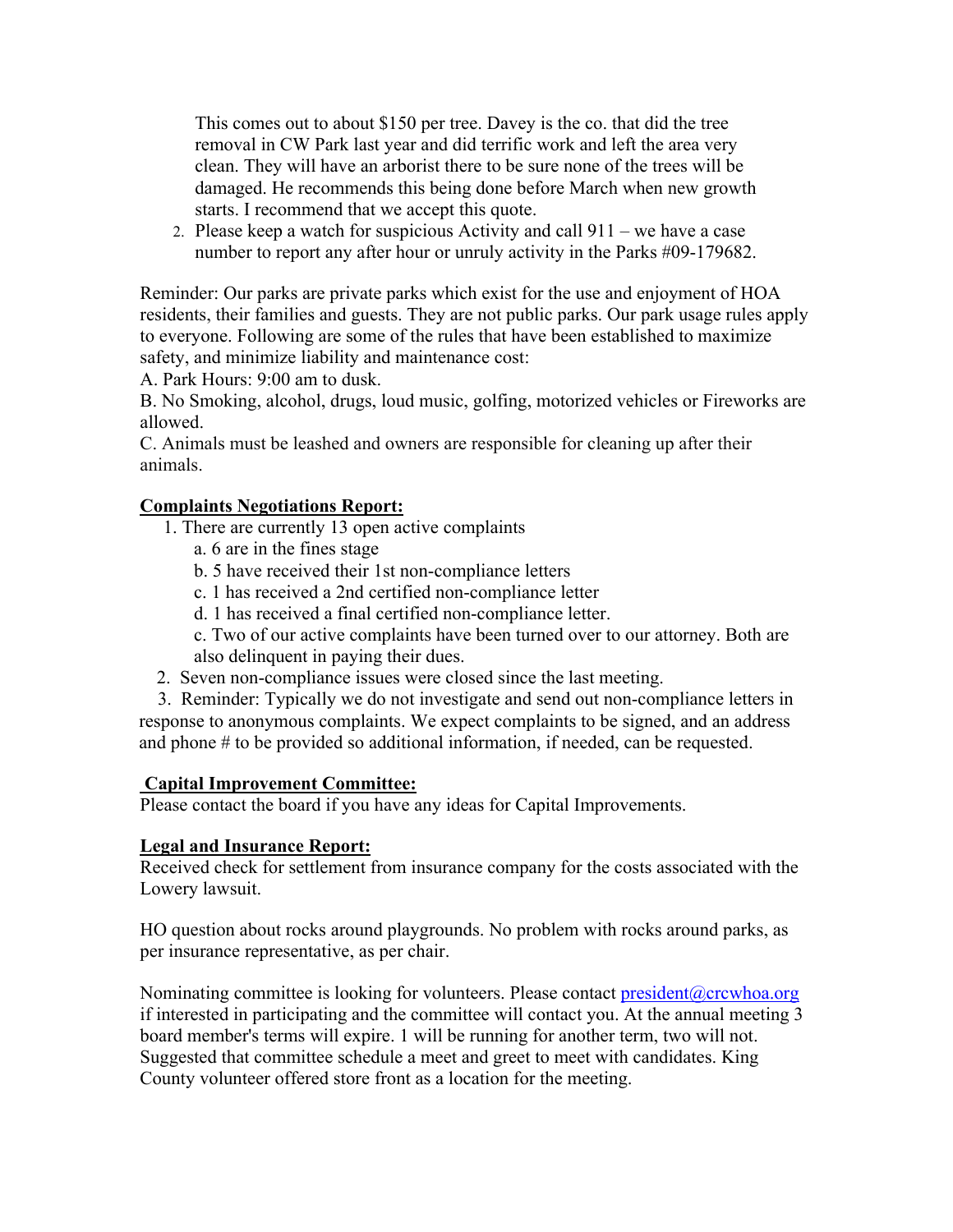This comes out to about $150 per tree. Davey is the co. that did the tree removal in CW Park last year and did terrific work and left the area very clean. They will have an arborist there to be sure none of the trees will be damaged. He recommends this being done before March when new growth starts. I recommend that we accept this quote.

2. Please keep a watch for suspicious Activity and call 911 – we have a case number to report any after hour or unruly activity in the Parks #09-179682.

Reminder: Our parks are private parks which exist for the use and enjoyment of HOA residents, their families and guests. They are not public parks. Our park usage rules apply to everyone. Following are some of the rules that have been established to maximize safety, and minimize liability and maintenance cost:

A. Park Hours: 9:00 am to dusk.
B. No Smoking, alcohol, drugs, loud music, golfing, motorized vehicles or Fireworks are allowed.
C. Animals must be leashed and owners are responsible for cleaning up after their animals.

**Complaints Negotiations Report:**

1. There are currently 13 open active complaints
   a. 6 are in the fines stage
   b. 5 have received their 1st non-compliance letters
   c. 1 has received a 2nd certified non-compliance letter
   d. 1 has received a final certified non-compliance letter.
   c. Two of our active complaints have been turned over to our attorney. Both are also delinquent in paying their dues.
2. Seven non-compliance issues were closed since the last meeting.
3. Reminder: Typically we do not investigate and send out non-compliance letters in response to anonymous complaints. We expect complaints to be signed, and an address and phone # to be provided so additional information, if needed, can be requested.

**Capital Improvement Committee:**

Please contact the board if you have any ideas for Capital Improvements.

**Legal and Insurance Report:**

Received check for settlement from insurance company for the costs associated with the Lowery lawsuit.

HO question about rocks around playgrounds. No problem with rocks around parks, as per insurance representative, as per chair.

Nominating committee is looking for volunteers. Please contact president@crcwhoa.org if interested in participating and the committee will contact you. At the annual meeting 3 board member's terms will expire. 1 will be running for another term, two will not. Suggested that committee schedule a meet and greet to meet with candidates. King County volunteer offered store front as a location for the meeting.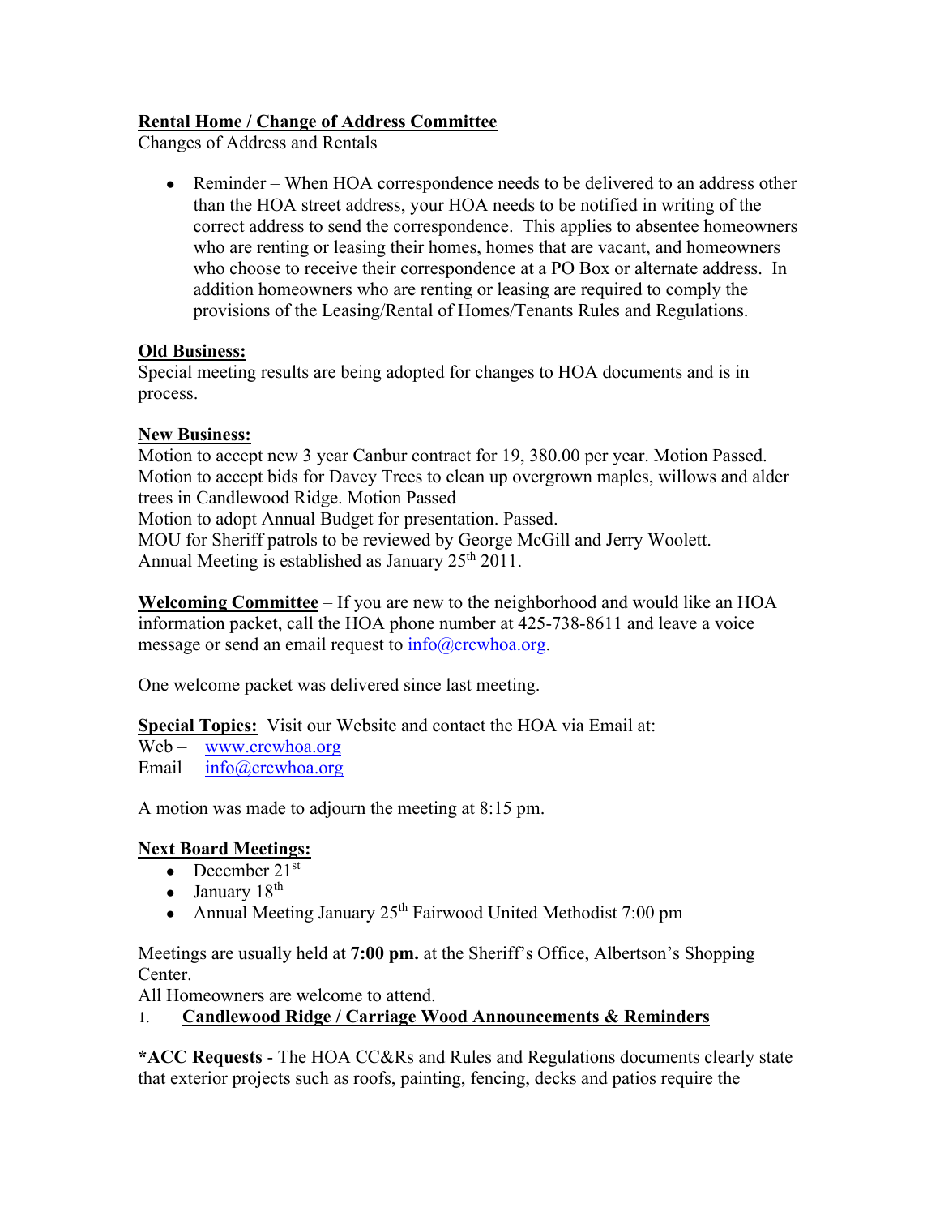**Rental Home / Change of Address Committee**

Changes of Address and Rentals

- Reminder – When HOA correspondence needs to be delivered to an address other than the HOA street address, your HOA needs to be notified in writing of the correct address to send the correspondence. This applies to absentee homeowners who are renting or leasing their homes, homes that are vacant, and homeowners who choose to receive their correspondence at a PO Box or alternate address. In addition homeowners who are renting or leasing are required to comply the provisions of the Leasing/Rental of Homes/Tenants Rules and Regulations.

**Old Business:**

Special meeting results are being adopted for changes to HOA documents and is in process.

**New Business:**

Motion to accept new 3 year Canbur contract for 19, 380.00 per year. Motion Passed.
Motion to accept bids for Davey Trees to clean up overgrown maples, willows and alder trees in Candlewood Ridge. Motion Passed
Motion to adopt Annual Budget for presentation. Passed.
MOU for Sheriff patrols to be reviewed by George McGill and Jerry Woolett.
Annual Meeting is established as January 25th 2011.

**Welcoming Committee** – If you are new to the neighborhood and would like an HOA information packet, call the HOA phone number at 425-738-8611 and leave a voice message or send an email request to info@crcwhoa.org.

One welcome packet was delivered since last meeting.

**Special Topics:** Visit our Website and contact the HOA via Email at:
Web – www.crcwhoa.org
Email – info@crcwhoa.org

A motion was made to adjourn the meeting at 8:15 pm.

**Next Board Meetings:**

- December 21st
- January 18th
- Annual Meeting January 25th Fairwood United Methodist 7:00 pm

Meetings are usually held at **7:00 pm.** at the Sheriff's Office, Albertson's Shopping Center.
All Homeowners are welcome to attend.

1. **Candlewood Ridge / Carriage Wood Announcements & Reminders**

***ACC Requests** - The HOA CC&Rs and Rules and Regulations documents clearly state that exterior projects such as roofs, painting, fencing, decks and patios require the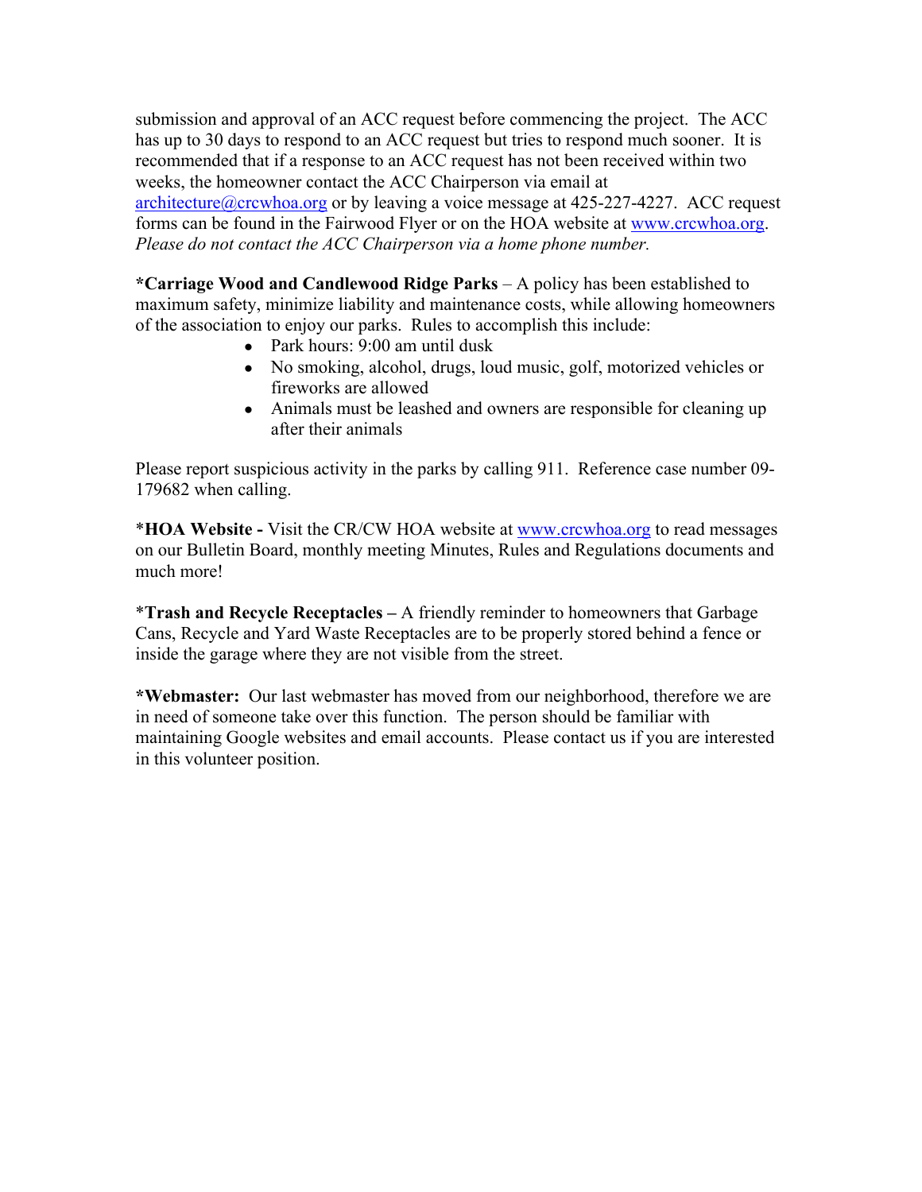submission and approval of an ACC request before commencing the project. The ACC has up to 30 days to respond to an ACC request but tries to respond much sooner. It is recommended that if a response to an ACC request has not been received within two weeks, the homeowner contact the ACC Chairperson via email at architecture@crcwhoa.org or by leaving a voice message at 425-227-4227. ACC request forms can be found in the Fairwood Flyer or on the HOA website at www.crcwhoa.org. *Please do not contact the ACC Chairperson via a home phone number.*

**\*Carriage Wood and Candlewood Ridge Parks** – A policy has been established to maximum safety, minimize liability and maintenance costs, while allowing homeowners of the association to enjoy our parks. Rules to accomplish this include:

- Park hours: 9:00 am until dusk
- No smoking, alcohol, drugs, loud music, golf, motorized vehicles or fireworks are allowed
- Animals must be leashed and owners are responsible for cleaning up after their animals

Please report suspicious activity in the parks by calling 911. Reference case number 09-179682 when calling.

\***HOA Website -** Visit the CR/CW HOA website at www.crcwhoa.org to read messages on our Bulletin Board, monthly meeting Minutes, Rules and Regulations documents and much more!

\***Trash and Recycle Receptacles –** A friendly reminder to homeowners that Garbage Cans, Recycle and Yard Waste Receptacles are to be properly stored behind a fence or inside the garage where they are not visible from the street.

**\*Webmaster:** Our last webmaster has moved from our neighborhood, therefore we are in need of someone take over this function. The person should be familiar with maintaining Google websites and email accounts. Please contact us if you are interested in this volunteer position.